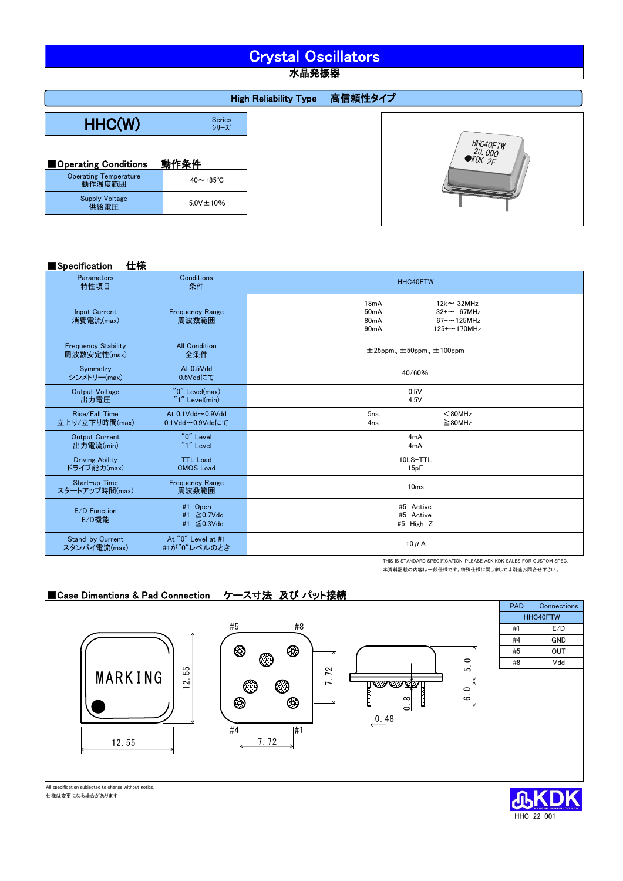# Crystal Oscillators
水晶発振器

## High Reliability Type　高信頼性タイプ

# HHC(W) Series シリーズ

### ■Operating Conditions　動作条件

| | |
|---|---|
| Operating Temperature 動作温度範囲 | −40～+85℃ |
| Supply Voltage 供給電圧 | +5.0V±10% |

### ■Specification　仕様

| Parameters 特性項目 | Conditions 条件 | HHC40FTW | |
|---|---|---|---|
| Input Current 消費電流(max) | Frequency Range 周波数範囲 | 18mA<br>50mA<br>80mA<br>90mA | 12k～ 32MHz<br>32+～ 67MHz<br>67+～125MHz<br>125+～170MHz |
| Frequency Stability 周波数安定性(max) | All Condition 全条件 | ±25ppm、±50ppm、±100ppm | |
| Symmetry シンメトリー(max) | At 0.5Vdd 0.5Vddにて | 40/60% | |
| Output Voltage 出力電圧 | "0" Level(max)<br>"1" Level(min) | 0.5V<br>4.5V | |
| Rise/Fall Time 立上り/立下り時間(max) | At 0.1Vdd～0.9Vdd 0.1Vdd～0.9Vddにて | 5ns<br>4ns | ＜80MHz<br>≧80MHz |
| Output Current 出力電流(min) | "0" Level<br>"1" Level | 4mA<br>4mA | |
| Driving Ability ドライブ能力(max) | TTL Load<br>CMOS Load | 10LS-TTL<br>15pF | |
| Start-up Time スタートアップ時間(max) | Frequency Range 周波数範囲 | 10ms | |
| E/D Function E/D機能 | #1 Open<br>#1 ≧0.7Vdd<br>#1 ≦0.3Vdd | #5 Active<br>#5 Active<br>#5 High Z | |
| Stand-by Current スタンバイ電流(max) | At "0" Level at #1<br>#1が"0"レベルのとき | 10μA | |

THIS IS STANDARD SPECIFICATION, PLEASE ASK KDK SALES FOR CUSTOM SPEC.
本資料記載の内容は一般仕様です。特殊仕様に関しましては別途お問合せ下さい。

### ■Case Dimentions & Pad Connection　ケース寸法 及び パット接続

MARKING
12.55
12.55
#5　#8
#4　#1
7.72
7.72
5.0
6.0
0.8
0.48

| PAD | Connections |
|---|---|
| | HHC40FTW |
| #1 | E/D |
| #4 | GND |
| #5 | OUT |
| #8 | Vdd |

All specification subjected to change without notice.
仕様は変更になる場合があります

KDK
HHC-22-001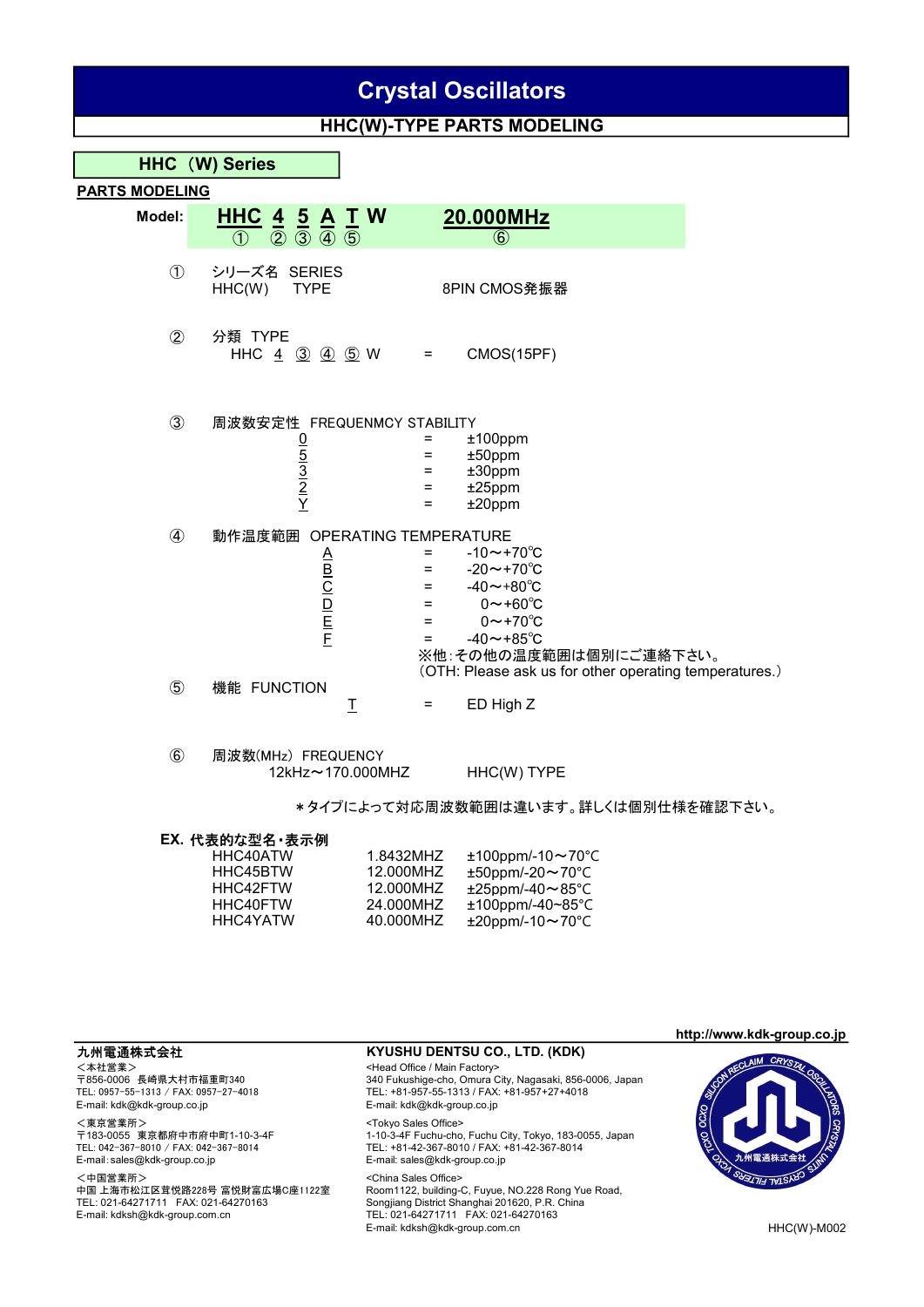# Crystal Oscillators

## HHC(W)-TYPE PARTS MODELING

### HHC（W) Series

**PARTS MODELING**

**Model:** **HHC 4 5 A T W** 　**20.000MHz**
①　②③④⑤　　⑥

① シリーズ名　SERIES
HHC(W)　TYPE　　8PIN CMOS発振器

② 分類　TYPE
HHC 4 ③ ④ ⑤ W　=　CMOS(15PF)

③ 周波数安定性　FREQUENMCY STABILITY

| | | |
|---|---|---|
| 0 | = | ±100ppm |
| 5 | = | ±50ppm |
| 3 | = | ±30ppm |
| 2 | = | ±25ppm |
| Y | = | ±20ppm |

④ 動作温度範囲　OPERATING TEMPERATURE

| | | |
|---|---|---|
| A | = | -10～+70℃ |
| B | = | -20～+70℃ |
| C | = | -40～+80℃ |
| D | = | 0～+60℃ |
| E | = | 0～+70℃ |
| F | = | -40～+85℃ |

※他：その他の温度範囲は個別にご連絡下さい。
(OTH: Please ask us for other operating temperatures.)

⑤ 機能　FUNCTION
T　=　ED High Z

⑥ 周波数(MHz)　FREQUENCY
12kHz～170.000MHZ　　HHC(W) TYPE

＊タイプによって対応周波数範囲は違います。詳しくは個別仕様を確認下さい。

**EX. 代表的な型名・表示例**

| | | |
|---|---|---|
| HHC40ATW | 1.8432MHZ | ±100ppm/-10～70°C |
| HHC45BTW | 12.000MHZ | ±50ppm/-20～70°C |
| HHC42FTW | 12.000MHZ | ±25ppm/-40～85°C |
| HHC40FTW | 24.000MHZ | ±100ppm/-40~85°C |
| HHC4YATW | 40.000MHZ | ±20ppm/-10～70°C |

http://www.kdk-group.co.jp

**九州電通株式会社**
＜本社営業＞
〒856-0006　長崎県大村市福重町340
TEL: 0957-55-1313 / FAX: 0957-27-4018
E-mail: kdk@kdk-group.co.jp
＜東京営業所＞
〒183-0055　東京都府中市府中町1-10-3-4F
TEL: 042-367-8010 / FAX: 042-367-8014
E-mail: sales@kdk-group.co.jp
＜中国営業所＞
中国 上海市松江区茸悦路228号 富悦財富広場C座1122室
TEL: 021-64271711　FAX: 021-64270163
E-mail: kdksh@kdk-group.com.cn

**KYUSHU DENTSU CO., LTD. (KDK)**
<Head Office / Main Factory>
340 Fukushige-cho, Omura City, Nagasaki, 856-0006, Japan
TEL: +81-957-55-1313 / FAX: +81-957+27+4018
E-mail: kdk@kdk-group.co.jp
<Tokyo Sales Office>
1-10-3-4F Fuchu-cho, Fuchu City, Tokyo, 183-0055, Japan
TEL: +81-42-367-8010 / FAX: +81-42-367-8014
E-mail: sales@kdk-group.co.jp
<China Sales Office>
Room1122, building-C, Fuyue, NO.228 Rong Yue Road,
Songjiang District Shanghai 201620, P.R. China
TEL: 021-64271711　FAX: 021-64270163
E-mail: kdksh@kdk-group.com.cn

HHC(W)-M002